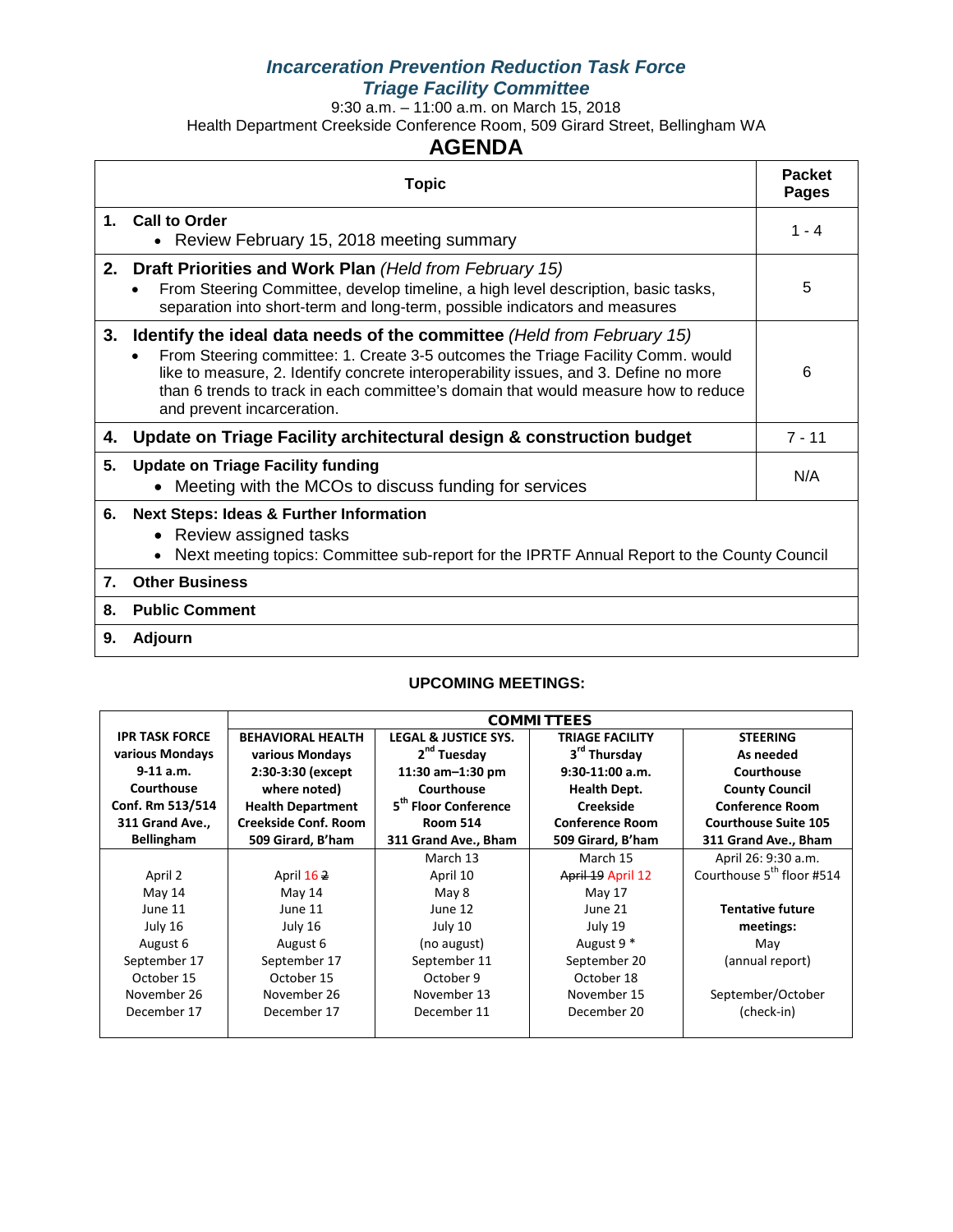# *Incarceration Prevention Reduction Task Force*
## *Triage Facility Committee*

9:30 a.m. – 11:00 a.m. on March 15, 2018
Health Department Creekside Conference Room, 509 Girard Street, Bellingham WA

## AGENDA

| Topic | Packet Pages |
|---|---|
| **1. Call to Order**<br>• Review February 15, 2018 meeting summary | 1 - 4 |
| **2. Draft Priorities and Work Plan** *(Held from February 15)*<br>• From Steering Committee, develop timeline, a high level description, basic tasks, separation into short-term and long-term, possible indicators and measures | 5 |
| **3. Identify the ideal data needs of the committee** *(Held from February 15)*<br>• From Steering committee: 1. Create 3-5 outcomes the Triage Facility Comm. would like to measure, 2. Identify concrete interoperability issues, and 3. Define no more than 6 trends to track in each committee's domain that would measure how to reduce and prevent incarceration. | 6 |
| **4. Update on Triage Facility architectural design & construction budget** | 7 - 11 |
| **5. Update on Triage Facility funding**<br>• Meeting with the MCOs to discuss funding for services | N/A |
| **6. Next Steps: Ideas & Further Information**<br>• Review assigned tasks<br>• Next meeting topics: Committee sub-report for the IPRTF Annual Report to the County Council | |
| **7. Other Business** | |
| **8. Public Comment** | |
| **9. Adjourn** | |

**UPCOMING MEETINGS:**

| | COMMITTEES | | | |
|---|---|---|---|---|
| **IPR TASK FORCE**<br>**various Mondays**<br>**9-11 a.m.**<br>**Courthouse**<br>**Conf. Rm 513/514**<br>**311 Grand Ave., Bellingham** | **BEHAVIORAL HEALTH**<br>**various Mondays**<br>**2:30-3:30 (except where noted)**<br>**Health Department**<br>**Creekside Conf. Room**<br>**509 Girard, B'ham** | **LEGAL & JUSTICE SYS.**<br>**2nd Tuesday**<br>**11:30 am–1:30 pm**<br>**Courthouse**<br>**5th Floor Conference Room 514**<br>**311 Grand Ave., Bham** | **TRIAGE FACILITY**<br>**3rd Thursday**<br>**9:30-11:00 a.m.**<br>**Health Dept.**<br>**Creekside**<br>**Conference Room**<br>**509 Girard, B'ham** | **STEERING**<br>**As needed**<br>**Courthouse**<br>**County Council**<br>**Conference Room**<br>**Courthouse Suite 105**<br>**311 Grand Ave., Bham** |
| April 2<br>May 14<br>June 11<br>July 16<br>August 6<br>September 17<br>October 15<br>November 26<br>December 17 | April 16 ~~2~~<br>May 14<br>June 11<br>July 16<br>August 6<br>September 17<br>October 15<br>November 26<br>December 17 | March 13<br>April 10<br>May 8<br>June 12<br>July 10<br>(no august)<br>September 11<br>October 9<br>November 13<br>December 11 | March 15<br>~~April 19~~ April 12<br>May 17<br>June 21<br>July 19<br>August 9 *<br>September 20<br>October 18<br>November 15<br>December 20 | April 26: 9:30 a.m.<br>Courthouse 5th floor #514<br><br>**Tentative future meetings:**<br>May<br>(annual report)<br><br>September/October<br>(check-in) |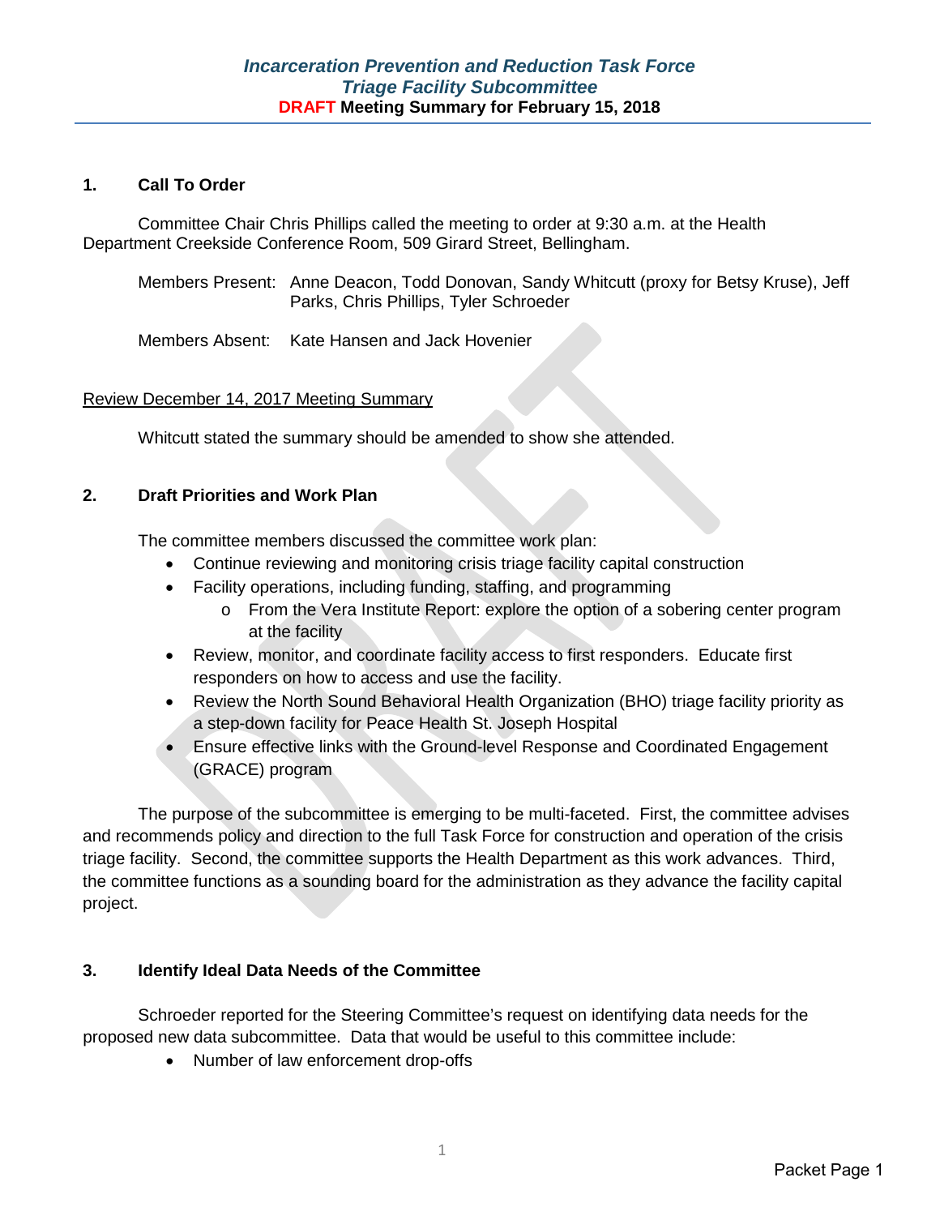### *Incarceration Prevention and Reduction Task Force*
### *Triage Facility Subcommittee*
### **DRAFT Meeting Summary for February 15, 2018**

**1. Call To Order**

Committee Chair Chris Phillips called the meeting to order at 9:30 a.m. at the Health Department Creekside Conference Room, 509 Girard Street, Bellingham.

Members Present: Anne Deacon, Todd Donovan, Sandy Whitcutt (proxy for Betsy Kruse), Jeff Parks, Chris Phillips, Tyler Schroeder

Members Absent: Kate Hansen and Jack Hovenier

Review December 14, 2017 Meeting Summary

Whitcutt stated the summary should be amended to show she attended.

**2. Draft Priorities and Work Plan**

The committee members discussed the committee work plan:

- Continue reviewing and monitoring crisis triage facility capital construction
- Facility operations, including funding, staffing, and programming
  - From the Vera Institute Report: explore the option of a sobering center program at the facility
- Review, monitor, and coordinate facility access to first responders. Educate first responders on how to access and use the facility.
- Review the North Sound Behavioral Health Organization (BHO) triage facility priority as a step-down facility for Peace Health St. Joseph Hospital
- Ensure effective links with the Ground-level Response and Coordinated Engagement (GRACE) program

The purpose of the subcommittee is emerging to be multi-faceted. First, the committee advises and recommends policy and direction to the full Task Force for construction and operation of the crisis triage facility. Second, the committee supports the Health Department as this work advances. Third, the committee functions as a sounding board for the administration as they advance the facility capital project.

**3. Identify Ideal Data Needs of the Committee**

Schroeder reported for the Steering Committee's request on identifying data needs for the proposed new data subcommittee. Data that would be useful to this committee include:

- Number of law enforcement drop-offs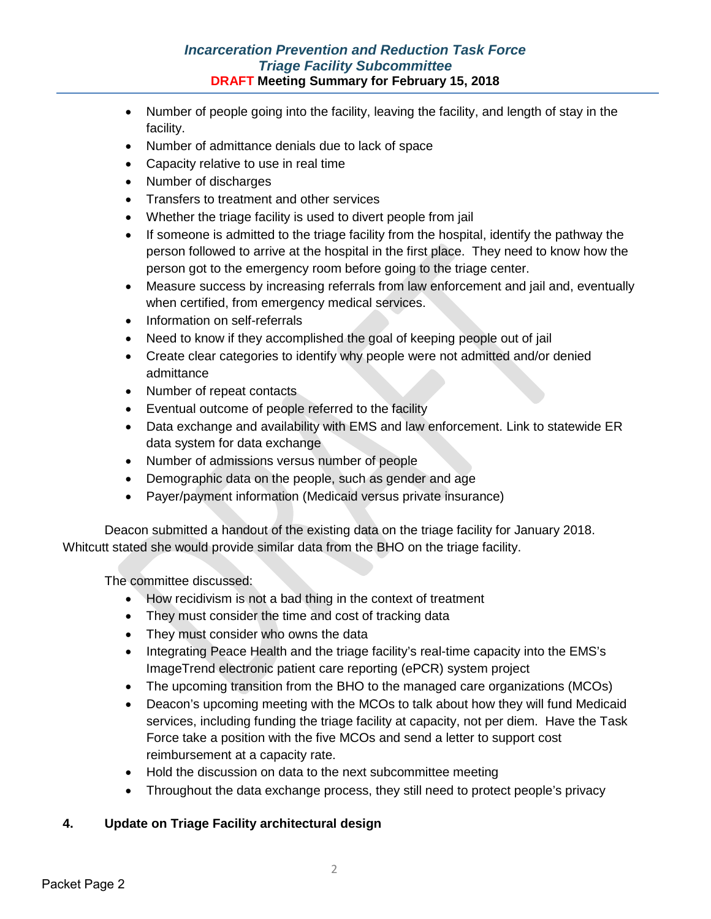- Number of people going into the facility, leaving the facility, and length of stay in the facility.
- Number of admittance denials due to lack of space
- Capacity relative to use in real time
- Number of discharges
- Transfers to treatment and other services
- Whether the triage facility is used to divert people from jail
- If someone is admitted to the triage facility from the hospital, identify the pathway the person followed to arrive at the hospital in the first place. They need to know how the person got to the emergency room before going to the triage center.
- Measure success by increasing referrals from law enforcement and jail and, eventually when certified, from emergency medical services.
- Information on self-referrals
- Need to know if they accomplished the goal of keeping people out of jail
- Create clear categories to identify why people were not admitted and/or denied admittance
- Number of repeat contacts
- Eventual outcome of people referred to the facility
- Data exchange and availability with EMS and law enforcement. Link to statewide ER data system for data exchange
- Number of admissions versus number of people
- Demographic data on the people, such as gender and age
- Payer/payment information (Medicaid versus private insurance)

Deacon submitted a handout of the existing data on the triage facility for January 2018. Whitcutt stated she would provide similar data from the BHO on the triage facility.

The committee discussed:

- How recidivism is not a bad thing in the context of treatment
- They must consider the time and cost of tracking data
- They must consider who owns the data
- Integrating Peace Health and the triage facility's real-time capacity into the EMS's ImageTrend electronic patient care reporting (ePCR) system project
- The upcoming transition from the BHO to the managed care organizations (MCOs)
- Deacon's upcoming meeting with the MCOs to talk about how they will fund Medicaid services, including funding the triage facility at capacity, not per diem. Have the Task Force take a position with the five MCOs and send a letter to support cost reimbursement at a capacity rate.
- Hold the discussion on data to the next subcommittee meeting
- Throughout the data exchange process, they still need to protect people's privacy

**4. Update on Triage Facility architectural design**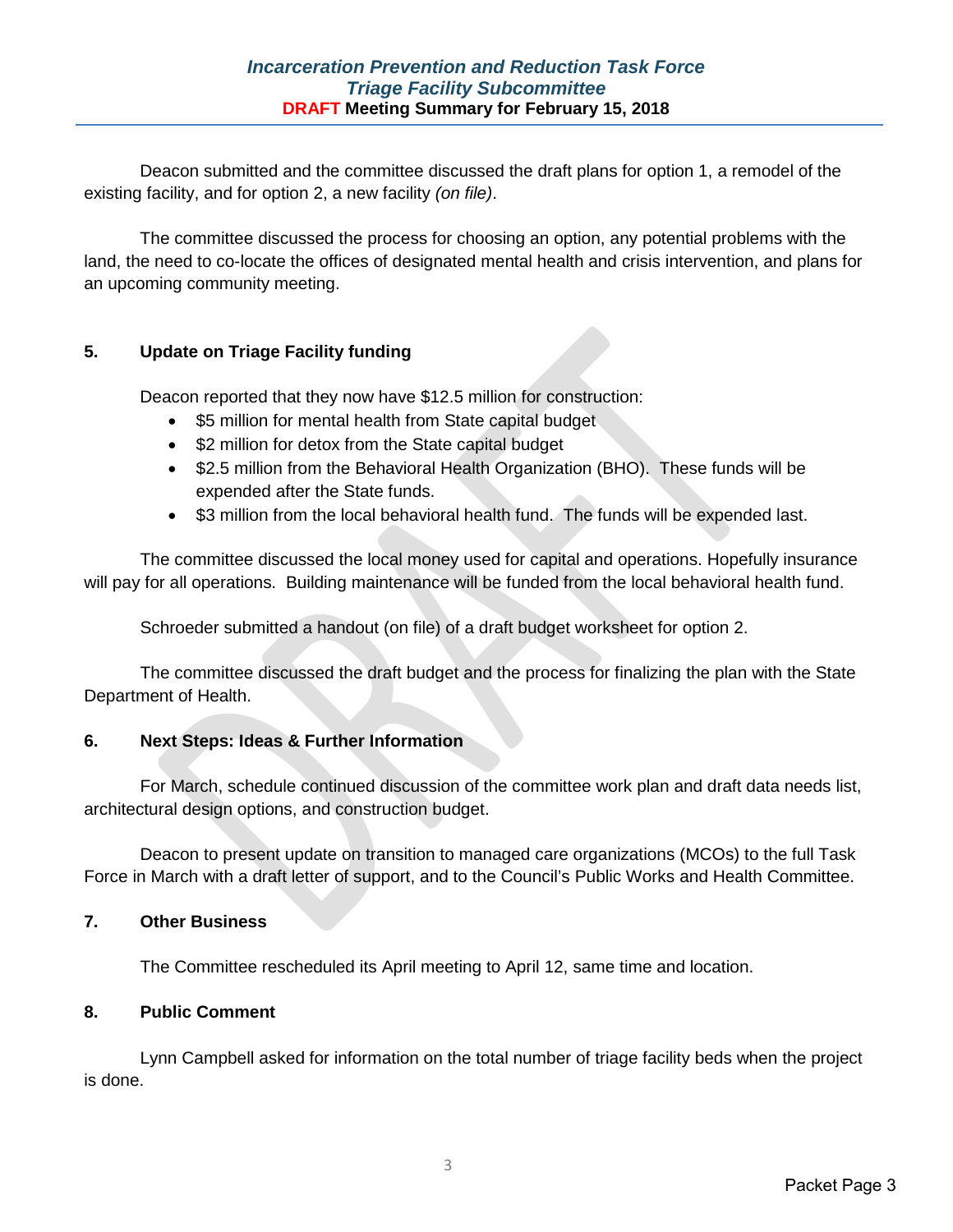Deacon submitted and the committee discussed the draft plans for option 1, a remodel of the existing facility, and for option 2, a new facility *(on file)*.

The committee discussed the process for choosing an option, any potential problems with the land, the need to co-locate the offices of designated mental health and crisis intervention, and plans for an upcoming community meeting.

**5. Update on Triage Facility funding**

Deacon reported that they now have $12.5 million for construction:

- $5 million for mental health from State capital budget
- $2 million for detox from the State capital budget
- $2.5 million from the Behavioral Health Organization (BHO). These funds will be expended after the State funds.
- $3 million from the local behavioral health fund. The funds will be expended last.

The committee discussed the local money used for capital and operations. Hopefully insurance will pay for all operations. Building maintenance will be funded from the local behavioral health fund.

Schroeder submitted a handout (on file) of a draft budget worksheet for option 2.

The committee discussed the draft budget and the process for finalizing the plan with the State Department of Health.

**6. Next Steps: Ideas & Further Information**

For March, schedule continued discussion of the committee work plan and draft data needs list, architectural design options, and construction budget.

Deacon to present update on transition to managed care organizations (MCOs) to the full Task Force in March with a draft letter of support, and to the Council's Public Works and Health Committee.

**7. Other Business**

The Committee rescheduled its April meeting to April 12, same time and location.

**8. Public Comment**

Lynn Campbell asked for information on the total number of triage facility beds when the project is done.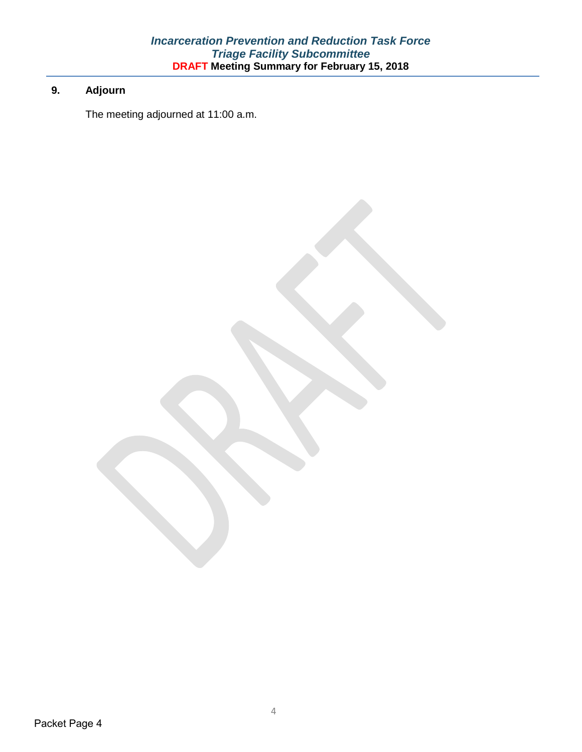## 9. Adjourn

The meeting adjourned at 11:00 a.m.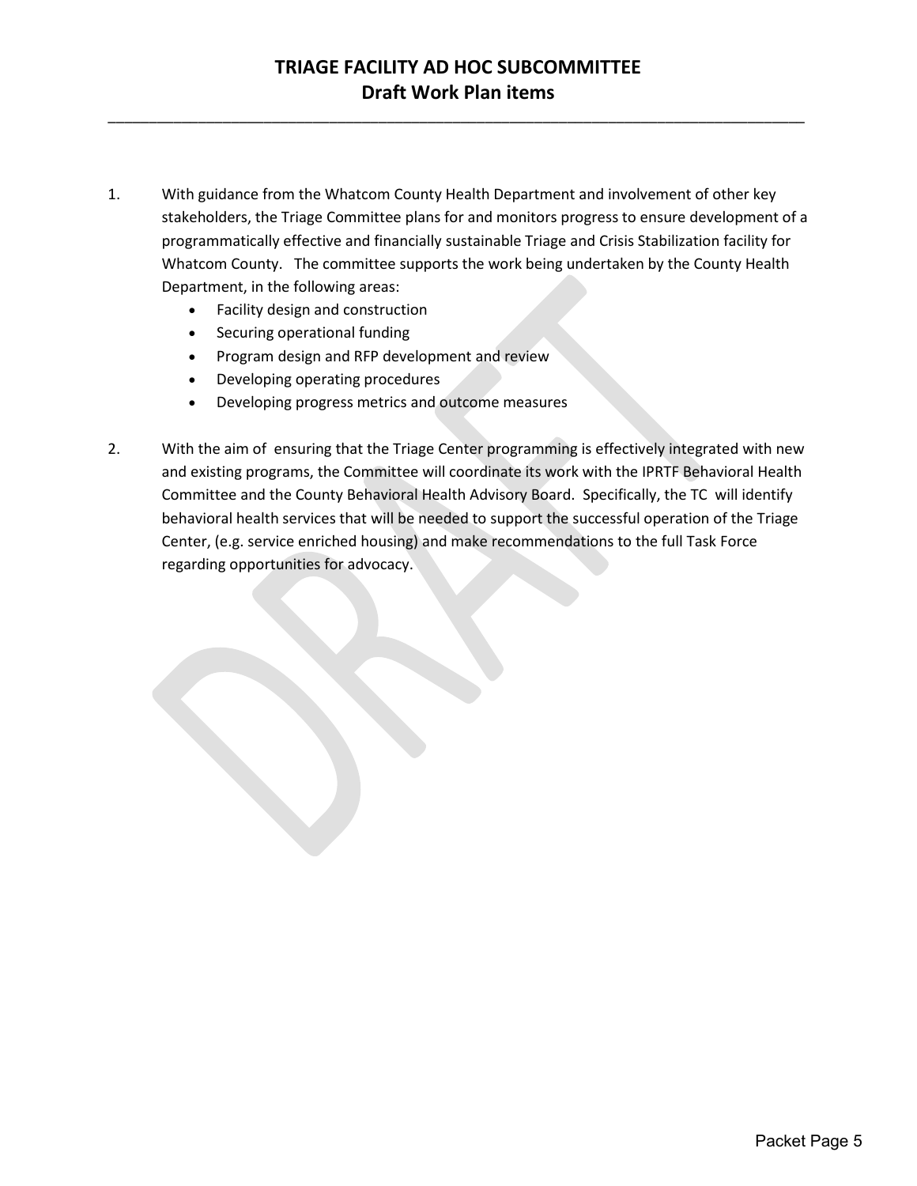# TRIAGE FACILITY AD HOC SUBCOMMITTEE
## Draft Work Plan items

1. With guidance from the Whatcom County Health Department and involvement of other key stakeholders, the Triage Committee plans for and monitors progress to ensure development of a programmatically effective and financially sustainable Triage and Crisis Stabilization facility for Whatcom County. The committee supports the work being undertaken by the County Health Department, in the following areas:
   - Facility design and construction
   - Securing operational funding
   - Program design and RFP development and review
   - Developing operating procedures
   - Developing progress metrics and outcome measures

2. With the aim of ensuring that the Triage Center programming is effectively integrated with new and existing programs, the Committee will coordinate its work with the IPRTF Behavioral Health Committee and the County Behavioral Health Advisory Board. Specifically, the TC will identify behavioral health services that will be needed to support the successful operation of the Triage Center, (e.g. service enriched housing) and make recommendations to the full Task Force regarding opportunities for advocacy.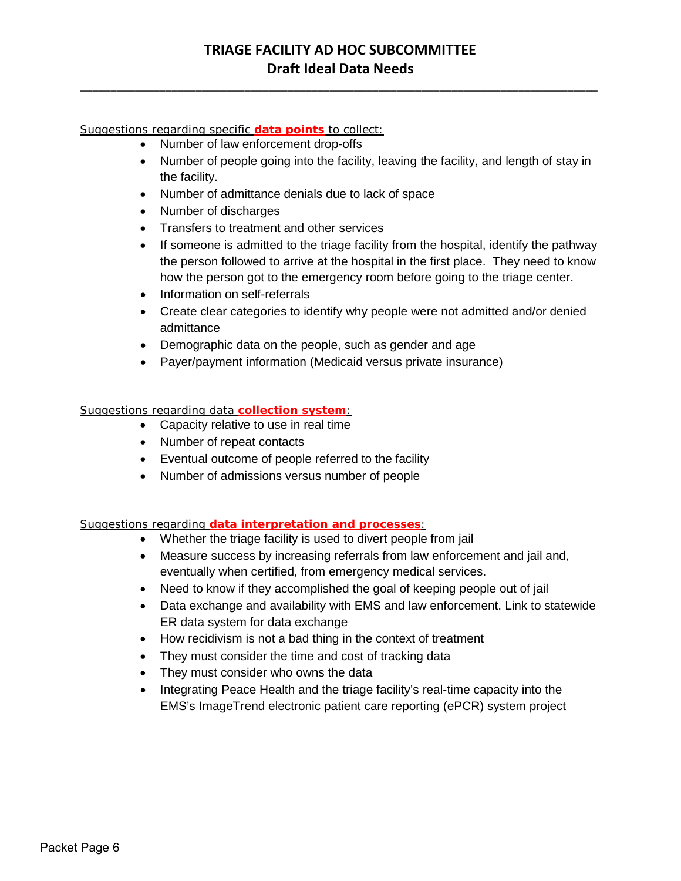# TRIAGE FACILITY AD HOC SUBCOMMITTEE

## Draft Ideal Data Needs

Suggestions regarding specific **data points** to collect:

- Number of law enforcement drop-offs
- Number of people going into the facility, leaving the facility, and length of stay in the facility.
- Number of admittance denials due to lack of space
- Number of discharges
- Transfers to treatment and other services
- If someone is admitted to the triage facility from the hospital, identify the pathway the person followed to arrive at the hospital in the first place. They need to know how the person got to the emergency room before going to the triage center.
- Information on self-referrals
- Create clear categories to identify why people were not admitted and/or denied admittance
- Demographic data on the people, such as gender and age
- Payer/payment information (Medicaid versus private insurance)

Suggestions regarding data **collection system**:

- Capacity relative to use in real time
- Number of repeat contacts
- Eventual outcome of people referred to the facility
- Number of admissions versus number of people

Suggestions regarding **data interpretation and processes**:

- Whether the triage facility is used to divert people from jail
- Measure success by increasing referrals from law enforcement and jail and, eventually when certified, from emergency medical services.
- Need to know if they accomplished the goal of keeping people out of jail
- Data exchange and availability with EMS and law enforcement. Link to statewide ER data system for data exchange
- How recidivism is not a bad thing in the context of treatment
- They must consider the time and cost of tracking data
- They must consider who owns the data
- Integrating Peace Health and the triage facility's real-time capacity into the EMS's ImageTrend electronic patient care reporting (ePCR) system project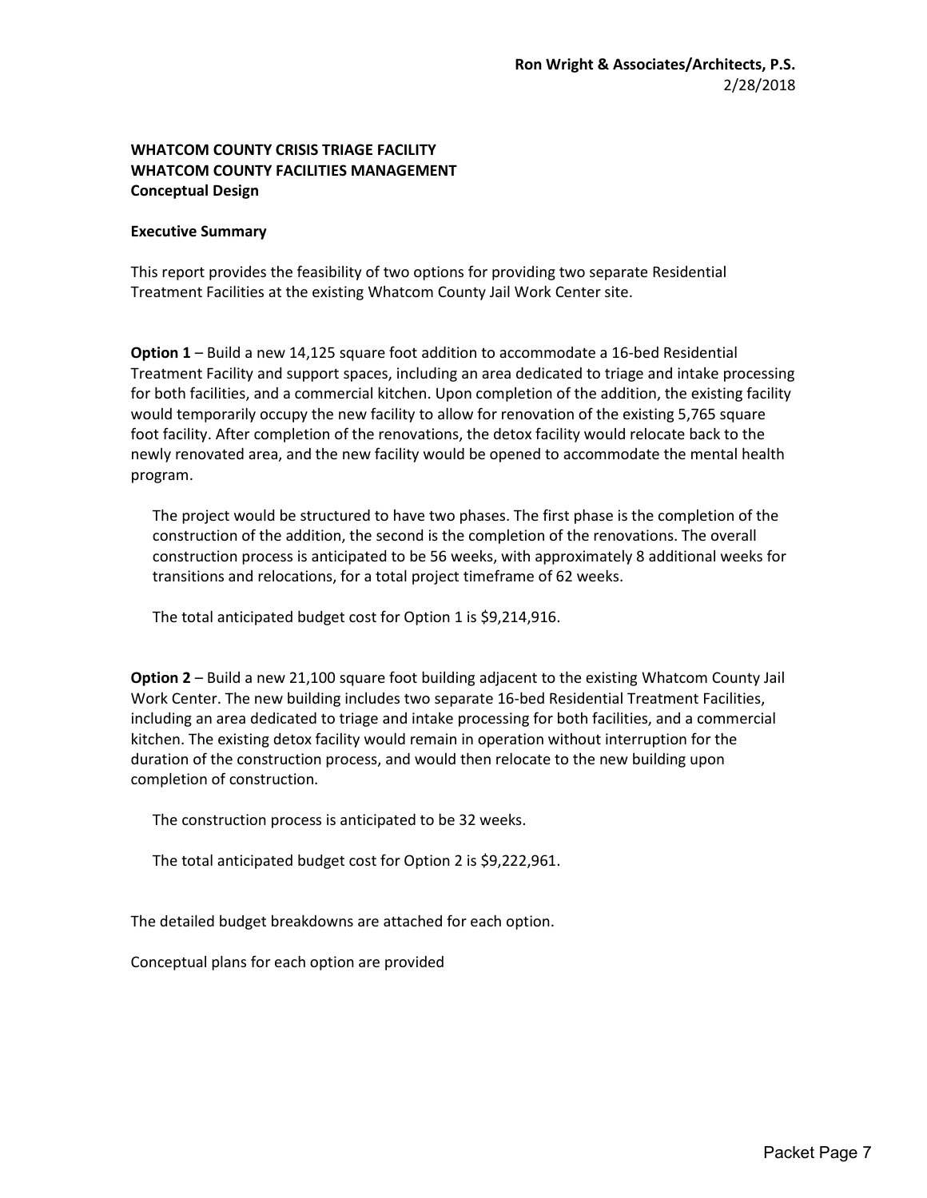**Ron Wright & Associates/Architects, P.S.**
2/28/2018

**WHATCOM COUNTY CRISIS TRIAGE FACILITY**
**WHATCOM COUNTY FACILITIES MANAGEMENT**
**Conceptual Design**

**Executive Summary**

This report provides the feasibility of two options for providing two separate Residential Treatment Facilities at the existing Whatcom County Jail Work Center site.

**Option 1** – Build a new 14,125 square foot addition to accommodate a 16-bed Residential Treatment Facility and support spaces, including an area dedicated to triage and intake processing for both facilities, and a commercial kitchen. Upon completion of the addition, the existing facility would temporarily occupy the new facility to allow for renovation of the existing 5,765 square foot facility. After completion of the renovations, the detox facility would relocate back to the newly renovated area, and the new facility would be opened to accommodate the mental health program.

The project would be structured to have two phases. The first phase is the completion of the construction of the addition, the second is the completion of the renovations. The overall construction process is anticipated to be 56 weeks, with approximately 8 additional weeks for transitions and relocations, for a total project timeframe of 62 weeks.

The total anticipated budget cost for Option 1 is $9,214,916.

**Option 2** – Build a new 21,100 square foot building adjacent to the existing Whatcom County Jail Work Center. The new building includes two separate 16-bed Residential Treatment Facilities, including an area dedicated to triage and intake processing for both facilities, and a commercial kitchen. The existing detox facility would remain in operation without interruption for the duration of the construction process, and would then relocate to the new building upon completion of construction.

The construction process is anticipated to be 32 weeks.

The total anticipated budget cost for Option 2 is $9,222,961.

The detailed budget breakdowns are attached for each option.

Conceptual plans for each option are provided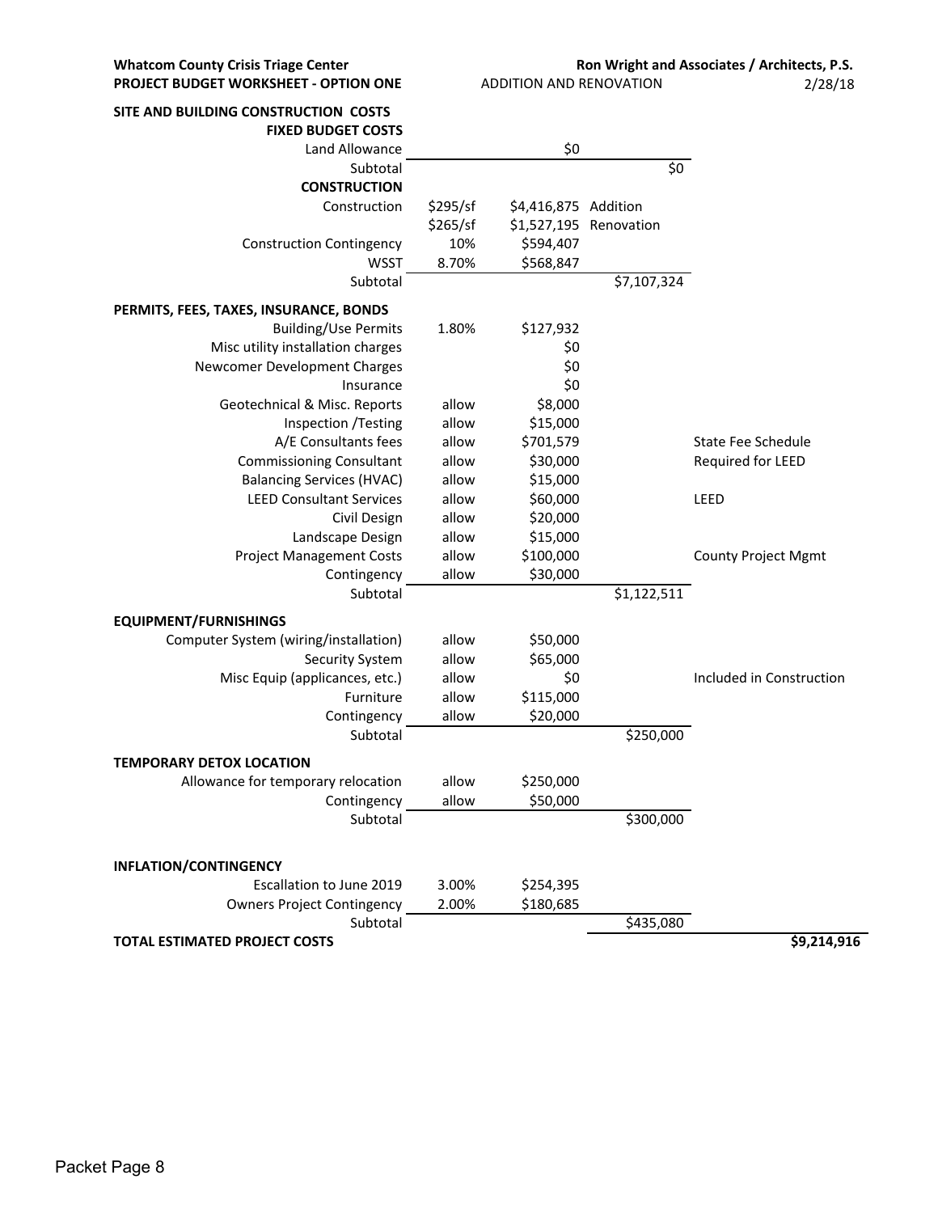**Whatcom County Crisis Triage Center** | **Ron Wright and Associates / Architects, P.S.**

**PROJECT BUDGET WORKSHEET - OPTION ONE** | ADDITION AND RENOVATION | 2/28/18

| Item | Rate | Amount | Subtotal | Notes |
|---|---|---|---|---|
| **SITE AND BUILDING CONSTRUCTION COSTS** | | | | |
| **FIXED BUDGET COSTS** | | | | |
| Land Allowance | | $0 | | |
| Subtotal | | | $0 | |
| **CONSTRUCTION** | | | | |
| Construction | $295/sf | $4,416,875 | Addition | |
| | $265/sf | $1,527,195 | Renovation | |
| Construction Contingency | 10% | $594,407 | | |
| WSST | 8.70% | $568,847 | | |
| Subtotal | | | $7,107,324 | |
| **PERMITS, FEES, TAXES, INSURANCE, BONDS** | | | | |
| Building/Use Permits | 1.80% | $127,932 | | |
| Misc utility installation charges | | $0 | | |
| Newcomer Development Charges | | $0 | | |
| Insurance | | $0 | | |
| Geotechnical & Misc. Reports | allow | $8,000 | | |
| Inspection /Testing | allow | $15,000 | | |
| A/E Consultants fees | allow | $701,579 | | State Fee Schedule |
| Commissioning Consultant | allow | $30,000 | | Required for LEED |
| Balancing Services (HVAC) | allow | $15,000 | | |
| LEED Consultant Services | allow | $60,000 | | LEED |
| Civil Design | allow | $20,000 | | |
| Landscape Design | allow | $15,000 | | |
| Project Management Costs | allow | $100,000 | | County Project Mgmt |
| Contingency | allow | $30,000 | | |
| Subtotal | | | $1,122,511 | |
| **EQUIPMENT/FURNISHINGS** | | | | |
| Computer System (wiring/installation) | allow | $50,000 | | |
| Security System | allow | $65,000 | | |
| Misc Equip (applicances, etc.) | allow | $0 | | Included in Construction |
| Furniture | allow | $115,000 | | |
| Contingency | allow | $20,000 | | |
| Subtotal | | | $250,000 | |
| **TEMPORARY DETOX LOCATION** | | | | |
| Allowance for temporary relocation | allow | $250,000 | | |
| Contingency | allow | $50,000 | | |
| Subtotal | | | $300,000 | |
| **INFLATION/CONTINGENCY** | | | | |
| Escallation to June 2019 | 3.00% | $254,395 | | |
| Owners Project Contingency | 2.00% | $180,685 | | |
| Subtotal | | | $435,080 | |
| **TOTAL ESTIMATED PROJECT COSTS** | | | | **$9,214,916** |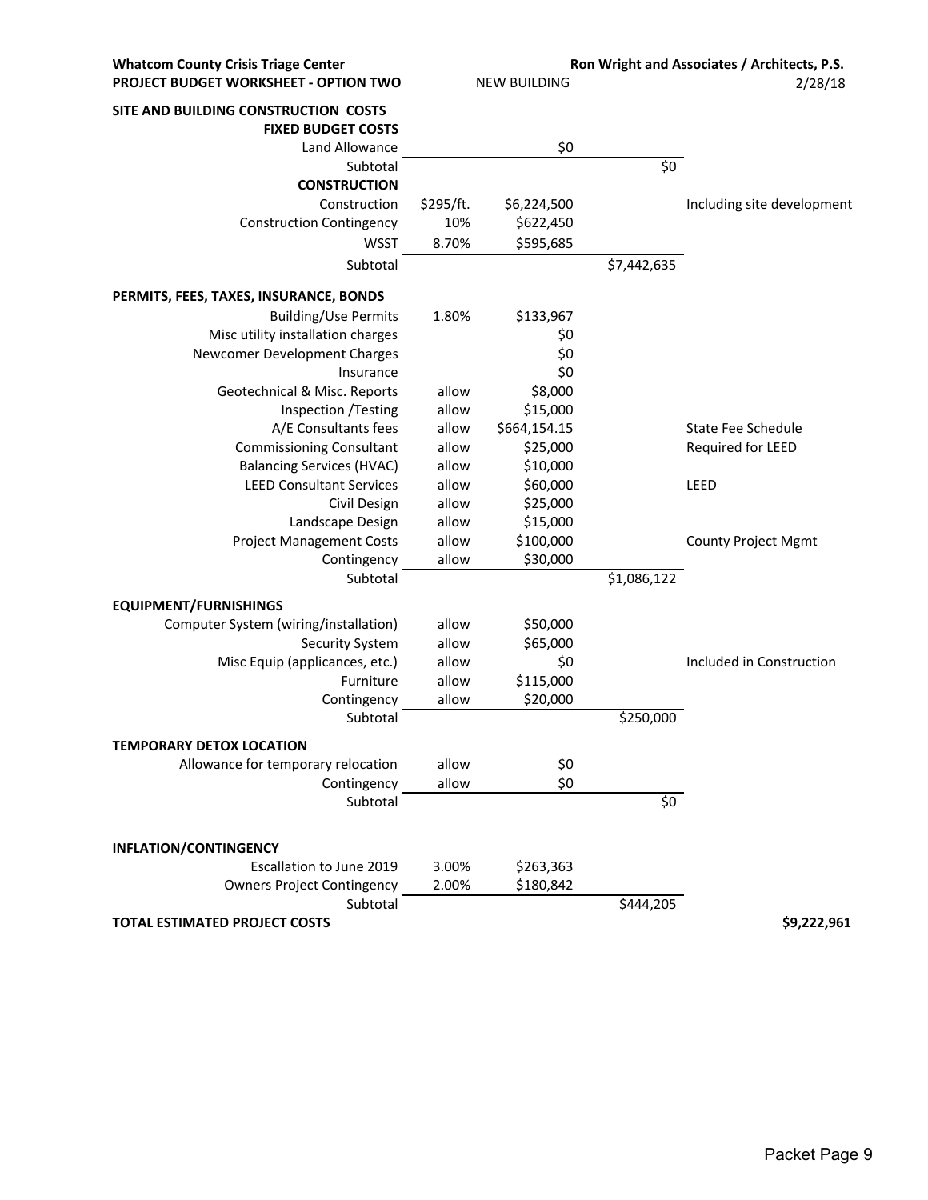**Whatcom County Crisis Triage Center** | **Ron Wright and Associates / Architects, P.S.**

**PROJECT BUDGET WORKSHEET - OPTION TWO** | NEW BUILDING | 2/28/18

| Item | Rate | Amount | Subtotal | Notes |
|---|---|---|---|---|
| **SITE AND BUILDING CONSTRUCTION COSTS** | | | | |
| **FIXED BUDGET COSTS** | | | | |
| Land Allowance | | $0 | | |
| Subtotal | | | $0 | |
| **CONSTRUCTION** | | | | |
| Construction | $295/ft. | $6,224,500 | | Including site development |
| Construction Contingency | 10% | $622,450 | | |
| WSST | 8.70% | $595,685 | | |
| Subtotal | | | $7,442,635 | |
| **PERMITS, FEES, TAXES, INSURANCE, BONDS** | | | | |
| Building/Use Permits | 1.80% | $133,967 | | |
| Misc utility installation charges | | $0 | | |
| Newcomer Development Charges | | $0 | | |
| Insurance | | $0 | | |
| Geotechnical & Misc. Reports | allow | $8,000 | | |
| Inspection /Testing | allow | $15,000 | | |
| A/E Consultants fees | allow | $664,154.15 | | State Fee Schedule |
| Commissioning Consultant | allow | $25,000 | | Required for LEED |
| Balancing Services (HVAC) | allow | $10,000 | | |
| LEED Consultant Services | allow | $60,000 | | LEED |
| Civil Design | allow | $25,000 | | |
| Landscape Design | allow | $15,000 | | |
| Project Management Costs | allow | $100,000 | | County Project Mgmt |
| Contingency | allow | $30,000 | | |
| Subtotal | | | $1,086,122 | |
| **EQUIPMENT/FURNISHINGS** | | | | |
| Computer System (wiring/installation) | allow | $50,000 | | |
| Security System | allow | $65,000 | | |
| Misc Equip (applicances, etc.) | allow | $0 | | Included in Construction |
| Furniture | allow | $115,000 | | |
| Contingency | allow | $20,000 | | |
| Subtotal | | | $250,000 | |
| **TEMPORARY DETOX LOCATION** | | | | |
| Allowance for temporary relocation | allow | $0 | | |
| Contingency | allow | $0 | | |
| Subtotal | | | $0 | |
| **INFLATION/CONTINGENCY** | | | | |
| Escallation to June 2019 | 3.00% | $263,363 | | |
| Owners Project Contingency | 2.00% | $180,842 | | |
| Subtotal | | | $444,205 | |
| **TOTAL ESTIMATED PROJECT COSTS** | | | | **$9,222,961** |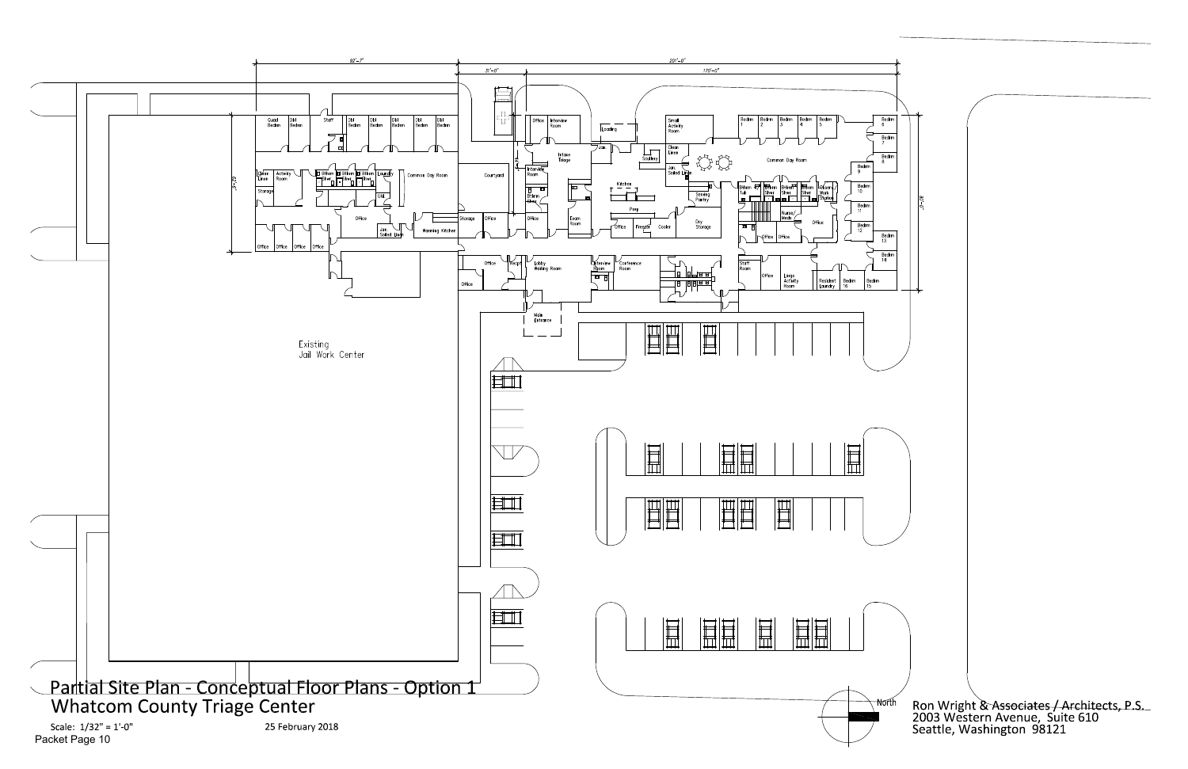# Partial Site Plan - Conceptual Floor Plans - Option 1

## Whatcom County Triage Center

Scale: 1/32" = 1'-0"

25 February 2018

Ron Wright & Associates / Architects, P.S.
2003 Western Avenue, Suite 610
Seattle, Washington 98121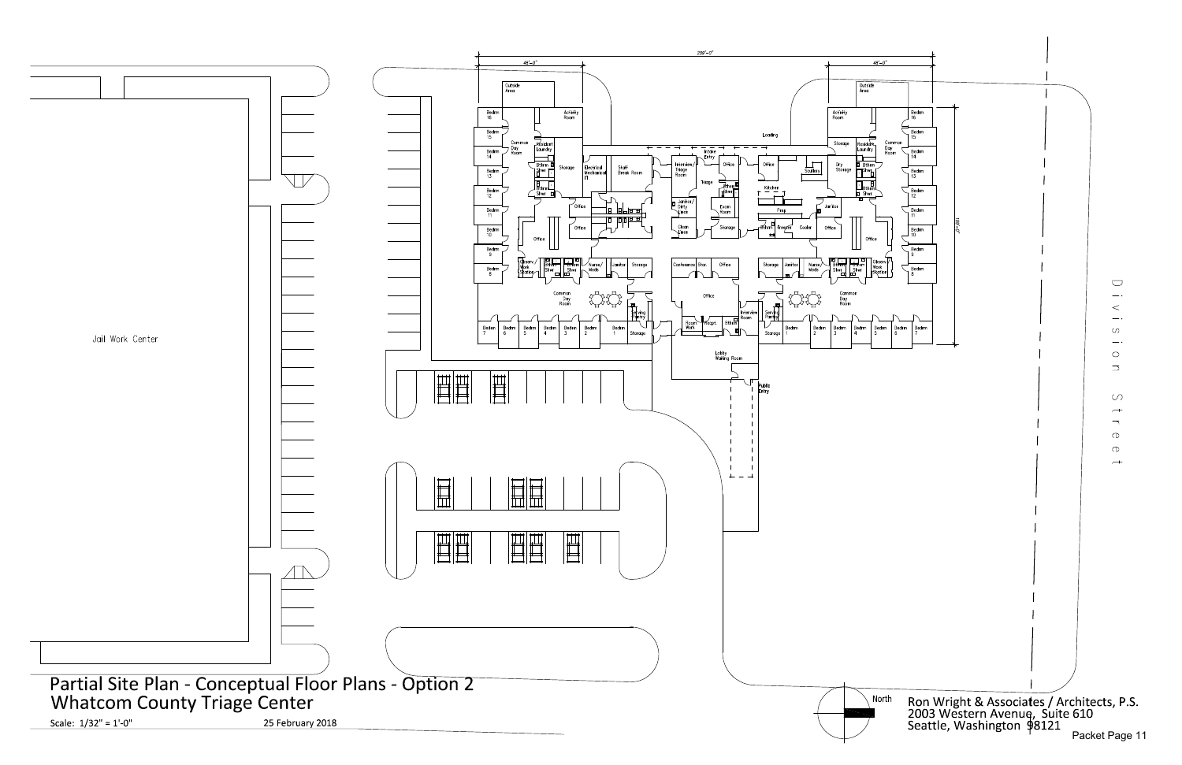# Partial Site Plan - Conceptual Floor Plans - Option 2

## Whatcom County Triage Center

Scale: 1/32" = 1'-0"

25 February 2018

Jail Work Center

Division Street

North

Ron Wright & Associates / Architects, P.S.
2003 Western Avenue, Suite 610
Seattle, Washington 98121